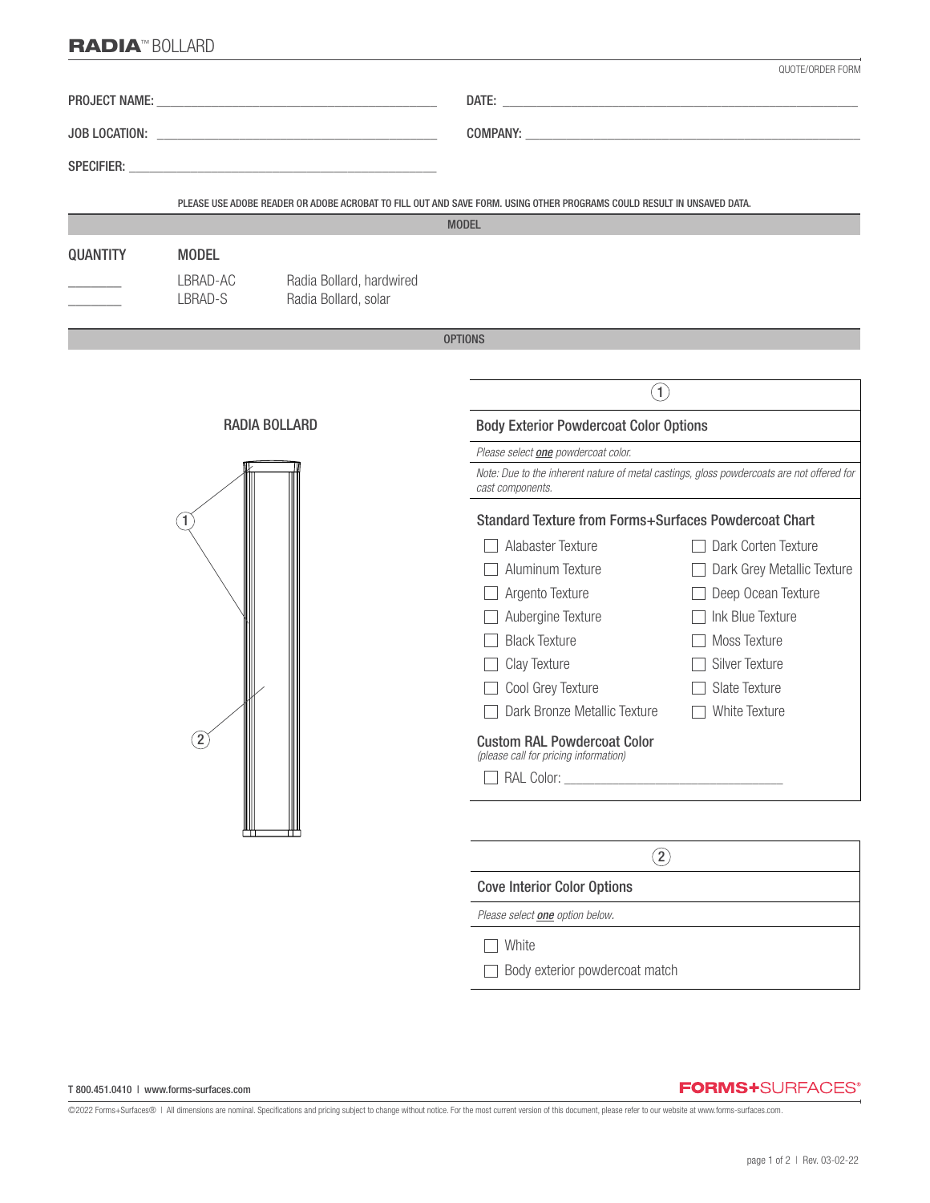# RADIA™ BOLLARD

QUOTE/ORDER FORM

PROJECT NAME: ______________________________ DATE: ______________________________

JOB LOCATION: ______________________________ COMPANY: ______________________________

SPECIFIER: ______________________________

PLEASE USE ADOBE READER OR ADOBE ACROBAT TO FILL OUT AND SAVE FORM. USING OTHER PROGRAMS COULD RESULT IN UNSAVED DATA.

## MODEL

| QUANTITY | MODEL | |
|---|---|---|
| ________ | LBRAD-AC | Radia Bollard, hardwired |
| ________ | LBRAD-S | Radia Bollard, solar |

## OPTIONS

RADIA BOLLARD

(1)
(2)

### 1 — Body Exterior Powdercoat Color Options

*Please select **one** powdercoat color.*

*Note: Due to the inherent nature of metal castings, gloss powdercoats are not offered for cast components.*

**Standard Texture from Forms+Surfaces Powdercoat Chart**

- ☐ Alabaster Texture
- ☐ Aluminum Texture
- ☐ Argento Texture
- ☐ Aubergine Texture
- ☐ Black Texture
- ☐ Clay Texture
- ☐ Cool Grey Texture
- ☐ Dark Bronze Metallic Texture
- ☐ Dark Corten Texture
- ☐ Dark Grey Metallic Texture
- ☐ Deep Ocean Texture
- ☐ Ink Blue Texture
- ☐ Moss Texture
- ☐ Silver Texture
- ☐ Slate Texture
- ☐ White Texture

**Custom RAL Powdercoat Color**
*(please call for pricing information)*

- ☐ RAL Color: ______________________________

### 2 — Cove Interior Color Options

*Please select **one** option below.*

- ☐ White
- ☐ Body exterior powdercoat match

T 800.451.0410 | www.forms-surfaces.com

FORMS+SURFACES®

©2022 Forms+Surfaces® | All dimensions are nominal. Specifications and pricing subject to change without notice. For the most current version of this document, please refer to our website at www.forms-surfaces.com.

Rev. 03-02-22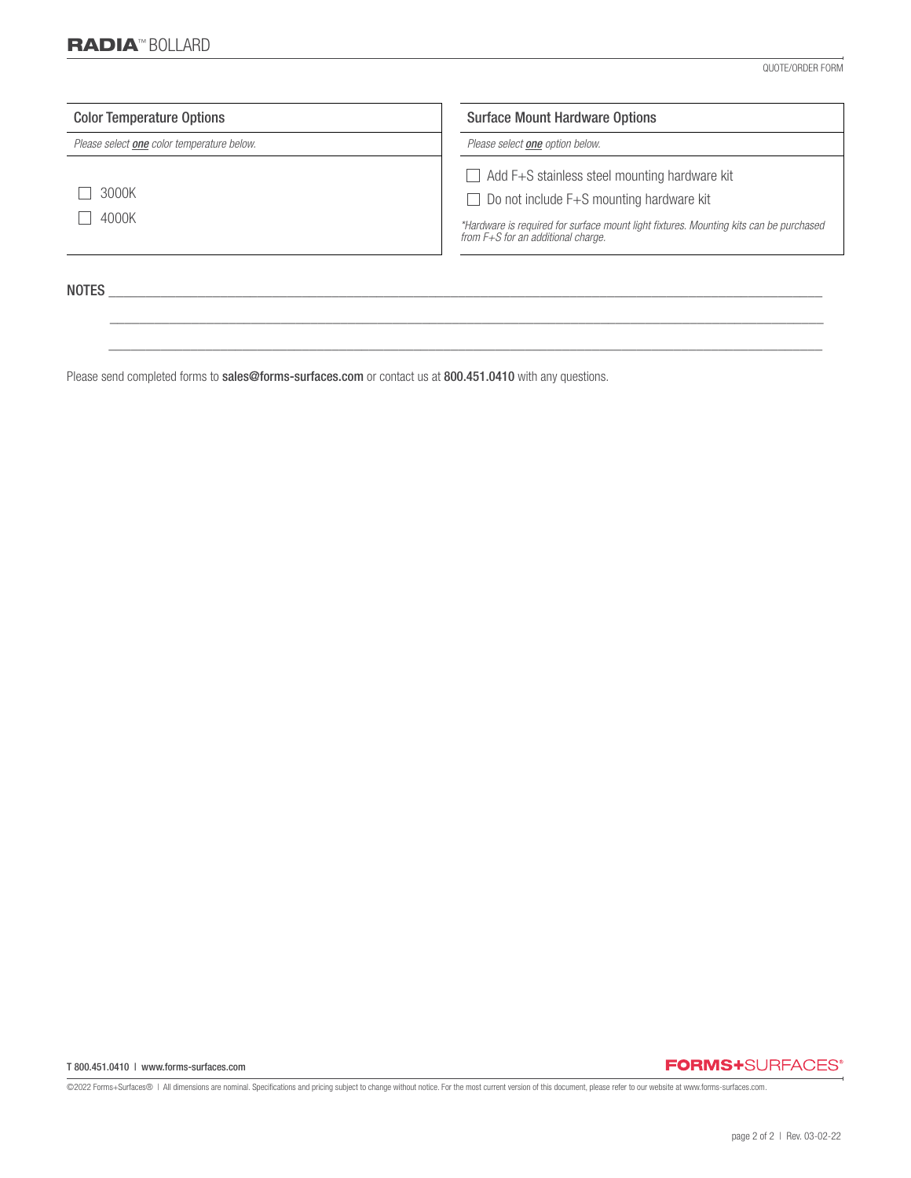## Color Temperature Options

*Please select **one** color temperature below.*

- ☐ 3000K
- ☐ 4000K

## Surface Mount Hardware Options

*Please select **one** option below.*

- ☐ Add F+S stainless steel mounting hardware kit
- ☐ Do not include F+S mounting hardware kit

*\*Hardware is required for surface mount light fixtures. Mounting kits can be purchased from F+S for an additional charge.*

NOTES ______________________________________________________________________________

______________________________________________________________________________

______________________________________________________________________________

Please send completed forms to **sales@forms-surfaces.com** or contact us at **800.451.0410** with any questions.

©2022 Forms+Surfaces® | All dimensions are nominal. Specifications and pricing subject to change without notice. For the most current version of this document, please refer to our website at www.forms-surfaces.com.